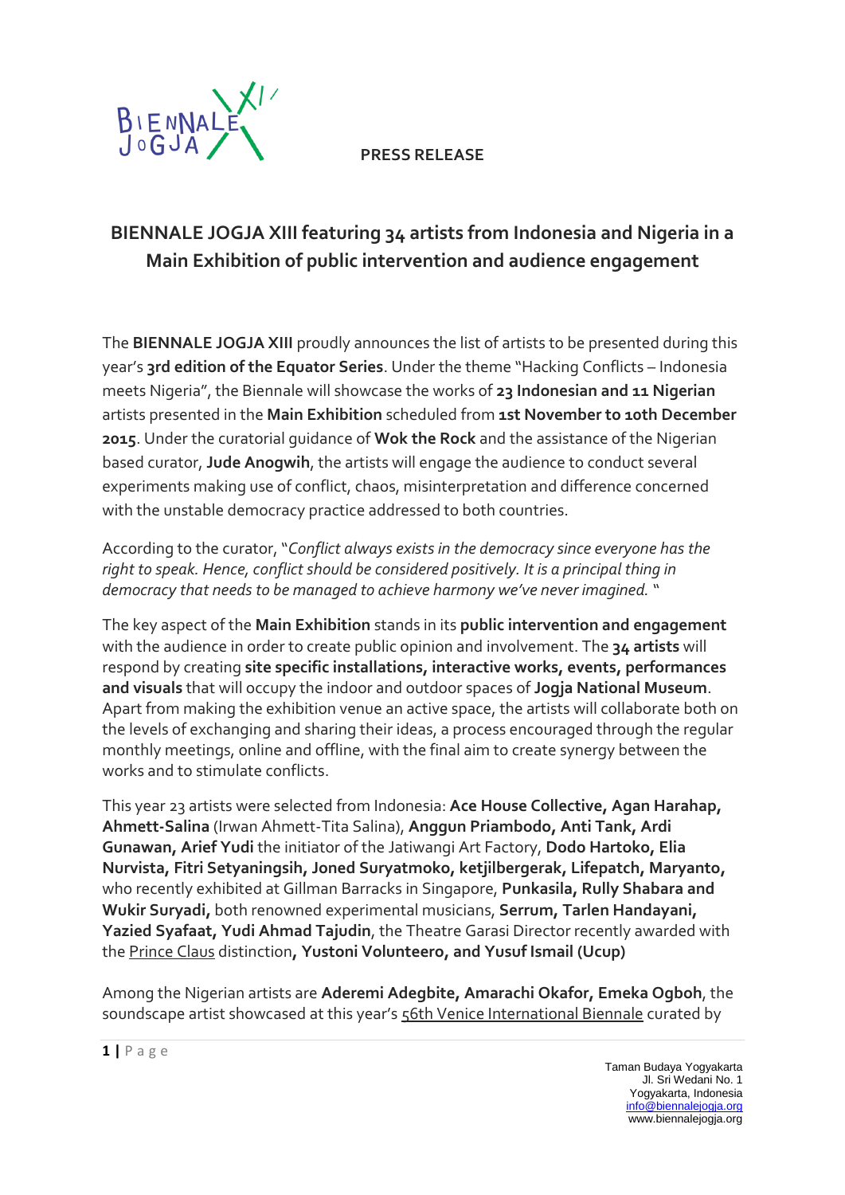**PRESS RELEASE**

# BIENNALE JOGJA XIII featuring 34 artists from Indonesia and Nigeria in a Main Exhibition of public intervention and audience engagement

The **BIENNALE JOGJA XIII** proudly announces the list of artists to be presented during this year's **3rd edition of the Equator Series**. Under the theme "Hacking Conflicts – Indonesia meets Nigeria", the Biennale will showcase the works of **23 Indonesian and 11 Nigerian** artists presented in the **Main Exhibition** scheduled from **1st November to 10th December 2015**. Under the curatorial guidance of **Wok the Rock** and the assistance of the Nigerian based curator, **Jude Anogwih**, the artists will engage the audience to conduct several experiments making use of conflict, chaos, misinterpretation and difference concerned with the unstable democracy practice addressed to both countries.

According to the curator, "*Conflict always exists in the democracy since everyone has the right to speak. Hence, conflict should be considered positively. It is a principal thing in democracy that needs to be managed to achieve harmony we've never imagined.* "

The key aspect of the **Main Exhibition** stands in its **public intervention and engagement** with the audience in order to create public opinion and involvement. The **34 artists** will respond by creating **site specific installations, interactive works, events, performances and visuals** that will occupy the indoor and outdoor spaces of **Jogja National Museum**. Apart from making the exhibition venue an active space, the artists will collaborate both on the levels of exchanging and sharing their ideas, a process encouraged through the regular monthly meetings, online and offline, with the final aim to create synergy between the works and to stimulate conflicts.

This year 23 artists were selected from Indonesia: **Ace House Collective, Agan Harahap, Ahmett-Salina** (Irwan Ahmett-Tita Salina), **Anggun Priambodo, Anti Tank, Ardi Gunawan, Arief Yudi** the initiator of the Jatiwangi Art Factory, **Dodo Hartoko, Elia Nurvista, Fitri Setyaningsih, Joned Suryatmoko, ketjilbergerak, Lifepatch, Maryanto,** who recently exhibited at Gillman Barracks in Singapore, **Punkasila, Rully Shabara and Wukir Suryadi,** both renowned experimental musicians, **Serrum, Tarlen Handayani, Yazied Syafaat, Yudi Ahmad Tajudin**, the Theatre Garasi Director recently awarded with the Prince Claus distinction**, Yustoni Volunteero, and Yusuf Ismail (Ucup)**

Among the Nigerian artists are **Aderemi Adegbite, Amarachi Okafor, Emeka Ogboh**, the soundscape artist showcased at this year's 56th Venice International Biennale curated by

Taman Budaya Yogyakarta
Jl. Sri Wedani No. 1
Yogyakarta, Indonesia
info@biennalejogja.org
www.biennalejogja.org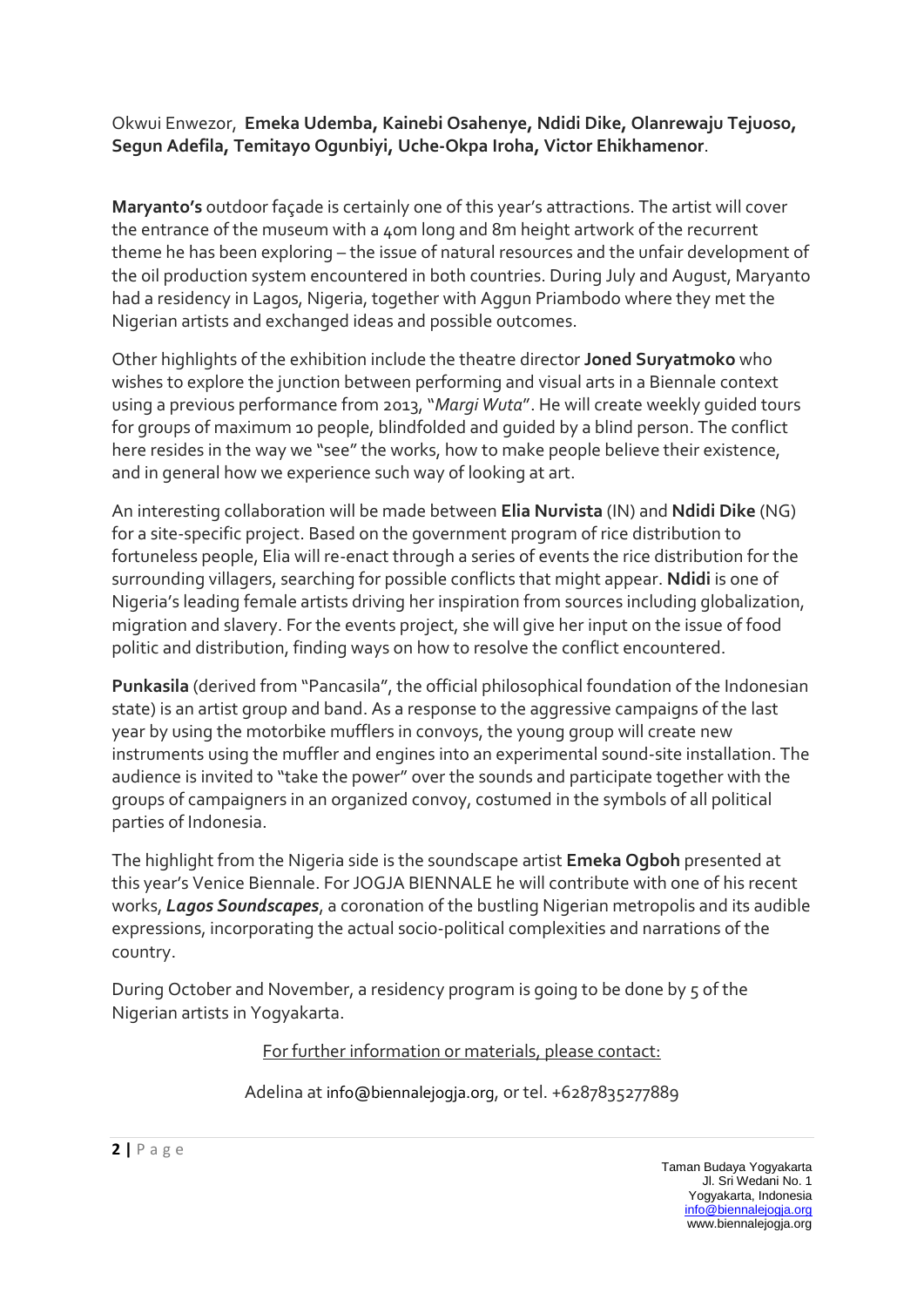Okwui Enwezor, **Emeka Udemba, Kainebi Osahenye, Ndidi Dike, Olanrewaju Tejuoso, Segun Adefila, Temitayo Ogunbiyi, Uche-Okpa Iroha, Victor Ehikhamenor**.

**Maryanto's** outdoor façade is certainly one of this year's attractions. The artist will cover the entrance of the museum with a 40m long and 8m height artwork of the recurrent theme he has been exploring – the issue of natural resources and the unfair development of the oil production system encountered in both countries. During July and August, Maryanto had a residency in Lagos, Nigeria, together with Aggun Priambodo where they met the Nigerian artists and exchanged ideas and possible outcomes.

Other highlights of the exhibition include the theatre director **Joned Suryatmoko** who wishes to explore the junction between performing and visual arts in a Biennale context using a previous performance from 2013, "*Margi Wuta*". He will create weekly guided tours for groups of maximum 10 people, blindfolded and guided by a blind person. The conflict here resides in the way we "see" the works, how to make people believe their existence, and in general how we experience such way of looking at art.

An interesting collaboration will be made between **Elia Nurvista** (IN) and **Ndidi Dike** (NG) for a site-specific project. Based on the government program of rice distribution to fortuneless people, Elia will re-enact through a series of events the rice distribution for the surrounding villagers, searching for possible conflicts that might appear. **Ndidi** is one of Nigeria's leading female artists driving her inspiration from sources including globalization, migration and slavery. For the events project, she will give her input on the issue of food politic and distribution, finding ways on how to resolve the conflict encountered.

**Punkasila** (derived from "Pancasila", the official philosophical foundation of the Indonesian state) is an artist group and band. As a response to the aggressive campaigns of the last year by using the motorbike mufflers in convoys, the young group will create new instruments using the muffler and engines into an experimental sound-site installation. The audience is invited to "take the power" over the sounds and participate together with the groups of campaigners in an organized convoy, costumed in the symbols of all political parties of Indonesia.

The highlight from the Nigeria side is the soundscape artist **Emeka Ogboh** presented at this year's Venice Biennale. For JOGJA BIENNALE he will contribute with one of his recent works, ***Lagos Soundscapes***, a coronation of the bustling Nigerian metropolis and its audible expressions, incorporating the actual socio-political complexities and narrations of the country.

During October and November, a residency program is going to be done by 5 of the Nigerian artists in Yogyakarta.

For further information or materials, please contact:

Adelina at info@biennalejogja.org, or tel. +6287835277889

Taman Budaya Yogyakarta
Jl. Sri Wedani No. 1
Yogyakarta, Indonesia
info@biennalejogja.org
www.biennalejogja.org